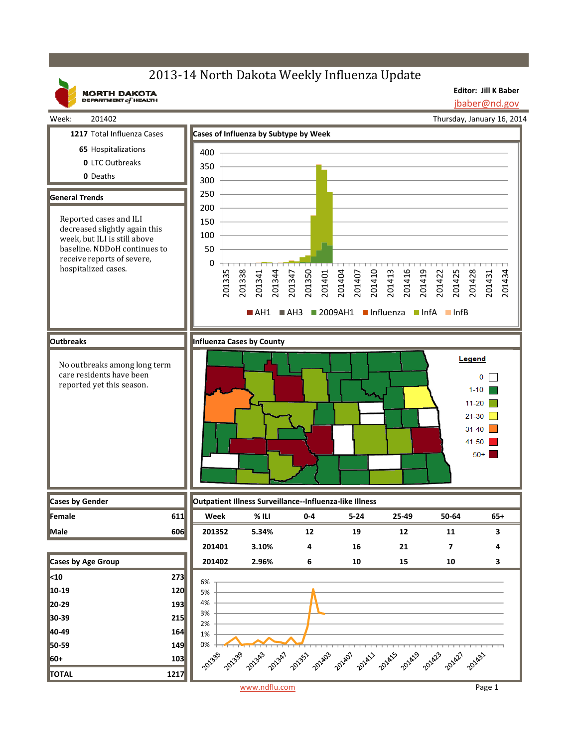# 2013-14 North Dakota Weekly Influenza Update

NORTH DAKOTA DEPARTMENT of HEALTH

**Editor: Jill K Baber**
jbaber@nd.gov

Week: 201402

Thursday, January 16, 2014

**1217** Total Influenza Cases
**65** Hospitalizations
**0** LTC Outbreaks
**0** Deaths

## General Trends

Reported cases and ILI decreased slightly again this week, but ILI is still above baseline. NDDoH continues to receive reports of severe, hospitalized cases.

## Cases of Influenza by Subtype by Week

Legend: AH1, AH3, 2009AH1, Influenza, InfA, InfB

## Outbreaks

No outbreaks among long term care residents have been reported yet this season.

## Influenza Cases by County

Legend: 0, 1-10, 11-20, 21-30, 31-40, 41-50, 50+

## Cases by Gender

| | |
|---|---|
| Female | 611 |
| Male | 606 |

## Cases by Age Group

| | |
|---|---|
| <10 | 273 |
| 10-19 | 120 |
| 20-29 | 193 |
| 30-39 | 215 |
| 40-49 | 164 |
| 50-59 | 149 |
| 60+ | 103 |
| TOTAL | 1217 |

## Outpatient Illness Surveillance--Influenza-like Illness

| Week | % ILI | 0-4 | 5-24 | 25-49 | 50-64 | 65+ |
|---|---|---|---|---|---|---|
| 201352 | 5.34% | 12 | 19 | 12 | 11 | 3 |
| 201401 | 3.10% | 4 | 16 | 21 | 7 | 4 |
| 201402 | 2.96% | 6 | 10 | 15 | 10 | 3 |

www.ndflu.com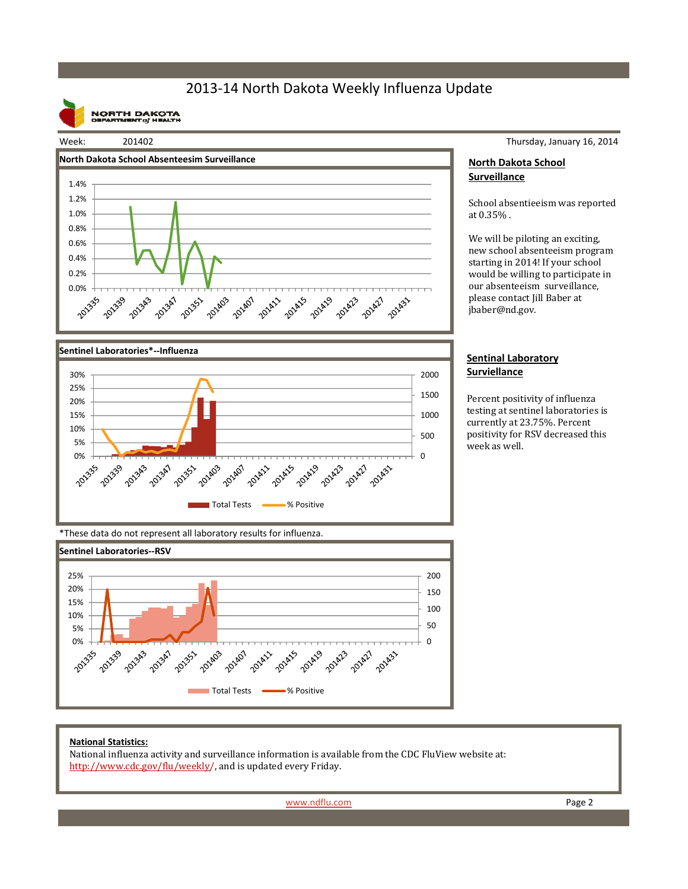# 2013-14 North Dakota Weekly Influenza Update

NORTH DAKOTA
DEPARTMENT of HEALTH

Week: 201402

Thursday, January 16, 2014

## North Dakota School Absenteesim Surveillance

1.4%
1.2%
1.0%
0.8%
0.6%
0.4%
0.2%
0.0%

201335 201339 201343 201347 201351 201403 201407 201411 201415 201419 201423 201427 201431

## North Dakota School Surveillance

School absentieeism was reported at 0.35% .

We will be piloting an exciting, new school absenteeism program starting in 2014! If your school would be willing to participate in our absenteeism surveillance, please contact Jill Baber at jbaber@nd.gov.

## Sentinel Laboratories*--Influenza

30%
25%
20%
15%
10%
5%
0%

2000
1500
1000
500
0

201335 201339 201343 201347 201351 201403 201407 201411 201415 201419 201423 201427 201431

Total Tests
% Positive

*These data do not represent all laboratory results for influenza.

## Sentinal Laboratory Surviellance

Percent positivity of influenza testing at sentinel laboratories is currently at 23.75%. Percent positivity for RSV decreased this week as well.

## Sentinel Laboratories--RSV

25%
20%
15%
10%
5%
0%

200
150
100
50
0

201335 201339 201343 201347 201351 201403 201407 201411 201415 201419 201423 201427 201431

Total Tests
% Positive

**National Statistics:**
National influenza activity and surveillance information is available from the CDC FluView website at: http://www.cdc.gov/flu/weekly/, and is updated every Friday.

www.ndflu.com